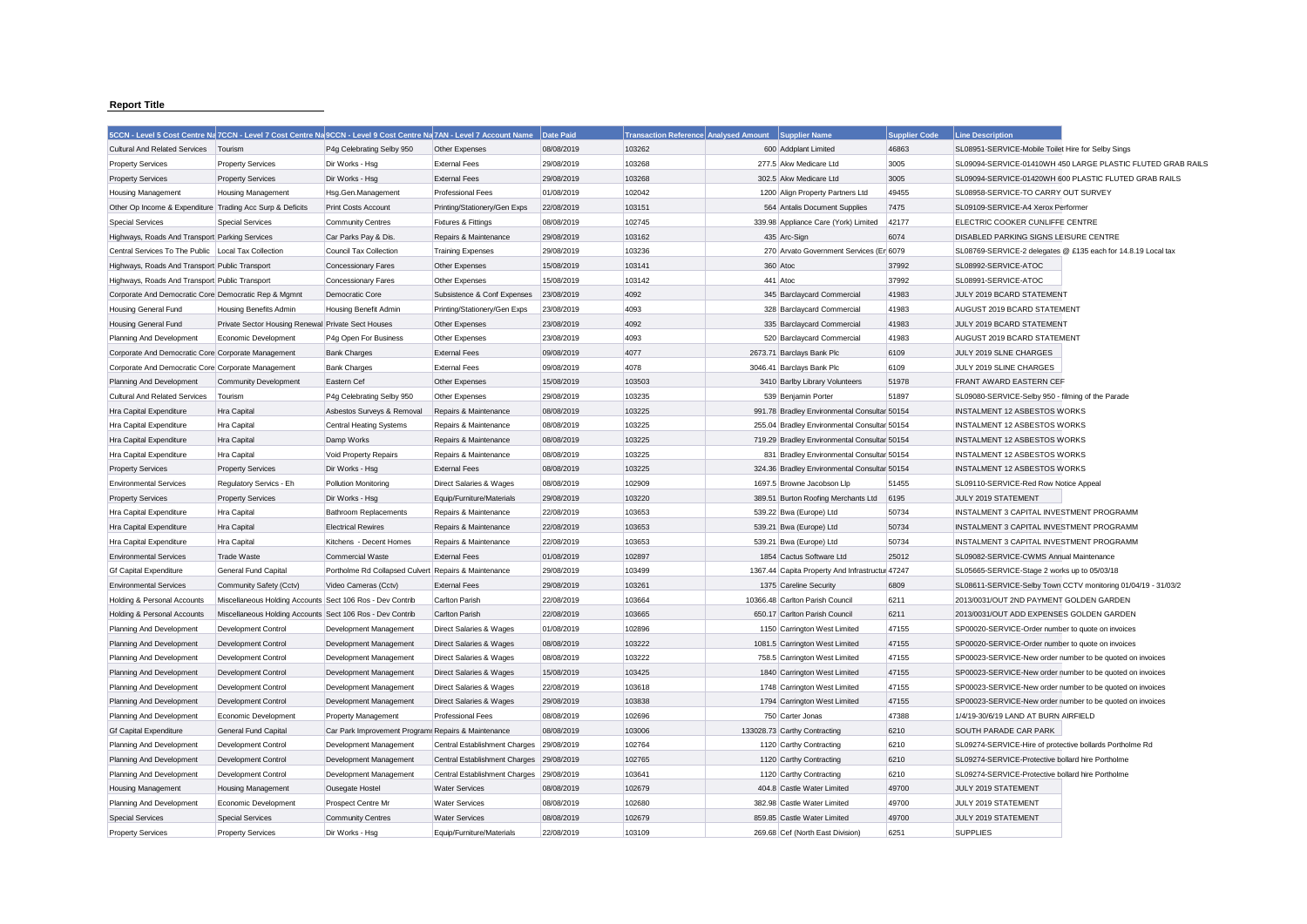**Report Title**

| 5CCN - Level 5 Cost Centre Na | 7CCN - Level 7 Cost Centre Na | 9CCN - Level 9 Cost Centre Na | 7AN - Level 7 Account Name | Date Paid | Transaction Reference | Analysed Amount | Supplier Name | Supplier Code | Line Description |
|---|---|---|---|---|---|---|---|---|---|
| Cultural And Related Services | Tourism | P4g Celebrating Selby 950 | Other Expenses | 08/08/2019 | 103262 | 600 | Addplant Limited | 46863 | SL08951-SERVICE-Mobile Toilet Hire for Selby Sings |
| Property Services | Property Services | Dir Works - Hsg | External Fees | 29/08/2019 | 103268 | 277.5 | Akw Medicare Ltd | 3005 | SL09094-SERVICE-01410WH 450 LARGE PLASTIC FLUTED GRAB RAILS |
| Property Services | Property Services | Dir Works - Hsg | External Fees | 29/08/2019 | 103268 | 302.5 | Akw Medicare Ltd | 3005 | SL09094-SERVICE-01420WH 600 PLASTIC FLUTED GRAB RAILS |
| Housing Management | Housing Management | Hsg.Gen.Management | Professional Fees | 01/08/2019 | 102042 | 1200 | Align Property Partners Ltd | 49455 | SL08958-SERVICE-TO CARRY OUT SURVEY |
| Other Op Income & Expenditure | Trading Acc Surp & Deficits | Print Costs Account | Printing/Stationery/Gen Exps | 22/08/2019 | 103151 | 564 | Antalis Document Supplies | 7475 | SL09109-SERVICE-A4 Xerox Performer |
| Special Services | Special Services | Community Centres | Fixtures & Fittings | 08/08/2019 | 102745 | 339.98 | Appliance Care (York) Limited | 42177 | ELECTRIC COOKER CUNLIFFE CENTRE |
| Highways, Roads And Transport | Parking Services | Car Parks Pay & Dis. | Repairs & Maintenance | 29/08/2019 | 103162 | 435 | Arc-Sign | 6074 | DISABLED PARKING SIGNS LEISURE CENTRE |
| Central Services To The Public | Local Tax Collection | Council Tax Collection | Training Expenses | 29/08/2019 | 103236 | 270 | Arvato Government Services (Er | 6079 | SL08769-SERVICE-2 delegates @ £135 each for 14.8.19 Local tax |
| Highways, Roads And Transport | Public Transport | Concessionary Fares | Other Expenses | 15/08/2019 | 103141 | 360 | Atoc | 37992 | SL08992-SERVICE-ATOC |
| Highways, Roads And Transport | Public Transport | Concessionary Fares | Other Expenses | 15/08/2019 | 103142 | 441 | Atoc | 37992 | SL08991-SERVICE-ATOC |
| Corporate And Democratic Core | Democratic Rep & Mgmnt | Democratic Core | Subsistence & Conf Expenses | 23/08/2019 | 4092 | 345 | Barclaycard Commercial | 41983 | JULY 2019 BCARD STATEMENT |
| Housing General Fund | Housing Benefits Admin | Housing Benefit Admin | Printing/Stationery/Gen Exps | 23/08/2019 | 4093 | 328 | Barclaycard Commercial | 41983 | AUGUST 2019 BCARD STATEMENT |
| Housing General Fund | Private Sector Housing Renewal | Private Sect Houses | Other Expenses | 23/08/2019 | 4092 | 335 | Barclaycard Commercial | 41983 | JULY 2019 BCARD STATEMENT |
| Planning And Development | Economic Development | P4g Open For Business | Other Expenses | 23/08/2019 | 4093 | 520 | Barclaycard Commercial | 41983 | AUGUST 2019 BCARD STATEMENT |
| Corporate And Democratic Core | Corporate Management | Bank Charges | External Fees | 09/08/2019 | 4077 | 2673.71 | Barclays Bank Plc | 6109 | JULY 2019 SLNE CHARGES |
| Corporate And Democratic Core | Corporate Management | Bank Charges | External Fees | 09/08/2019 | 4078 | 3046.41 | Barclays Bank Plc | 6109 | JULY 2019 SLINE CHARGES |
| Planning And Development | Community Development | Eastern Cef | Other Expenses | 15/08/2019 | 103503 | 3410 | Barlby Library Volunteers | 51978 | FRANT AWARD EASTERN CEF |
| Cultural And Related Services | Tourism | P4g Celebrating Selby 950 | Other Expenses | 29/08/2019 | 103235 | 539 | Benjamin Porter | 51897 | SL09080-SERVICE-Selby 950 - filming of the Parade |
| Hra Capital Expenditure | Hra Capital | Asbestos Surveys & Removal | Repairs & Maintenance | 08/08/2019 | 103225 | 991.78 | Bradley Environmental Consultar | 50154 | INSTALMENT 12 ASBESTOS WORKS |
| Hra Capital Expenditure | Hra Capital | Central Heating Systems | Repairs & Maintenance | 08/08/2019 | 103225 | 255.04 | Bradley Environmental Consultar | 50154 | INSTALMENT 12 ASBESTOS WORKS |
| Hra Capital Expenditure | Hra Capital | Damp Works | Repairs & Maintenance | 08/08/2019 | 103225 | 719.29 | Bradley Environmental Consultar | 50154 | INSTALMENT 12 ASBESTOS WORKS |
| Hra Capital Expenditure | Hra Capital | Void Property Repairs | Repairs & Maintenance | 08/08/2019 | 103225 | 831 | Bradley Environmental Consultar | 50154 | INSTALMENT 12 ASBESTOS WORKS |
| Property Services | Property Services | Dir Works - Hsg | External Fees | 08/08/2019 | 103225 | 324.36 | Bradley Environmental Consultar | 50154 | INSTALMENT 12 ASBESTOS WORKS |
| Environmental Services | Regulatory Servics - Eh | Pollution Monitoring | Direct Salaries & Wages | 08/08/2019 | 102909 | 1697.5 | Browne Jacobson Llp | 51455 | SL09110-SERVICE-Red Row Notice Appeal |
| Property Services | Property Services | Dir Works - Hsg | Equip/Furniture/Materials | 29/08/2019 | 103220 | 389.51 | Burton Roofing Merchants Ltd | 6195 | JULY 2019 STATEMENT |
| Hra Capital Expenditure | Hra Capital | Bathroom Replacements | Repairs & Maintenance | 22/08/2019 | 103653 | 539.22 | Bwa (Europe) Ltd | 50734 | INSTALMENT 3 CAPITAL INVESTMENT PROGRAMM |
| Hra Capital Expenditure | Hra Capital | Electrical Rewires | Repairs & Maintenance | 22/08/2019 | 103653 | 539.21 | Bwa (Europe) Ltd | 50734 | INSTALMENT 3 CAPITAL INVESTMENT PROGRAMM |
| Hra Capital Expenditure | Hra Capital | Kitchens - Decent Homes | Repairs & Maintenance | 22/08/2019 | 103653 | 539.21 | Bwa (Europe) Ltd | 50734 | INSTALMENT 3 CAPITAL INVESTMENT PROGRAMM |
| Environmental Services | Trade Waste | Commercial Waste | External Fees | 01/08/2019 | 102897 | 1854 | Cactus Software Ltd | 25012 | SL09082-SERVICE-CWMS Annual Maintenance |
| Gf Capital Expenditure | General Fund Capital | Portholme Rd Collapsed Culvert | Repairs & Maintenance | 29/08/2019 | 103499 | 1367.44 | Capita Property And Infrastructur | 47247 | SL05665-SERVICE-Stage 2 works up to 05/03/18 |
| Environmental Services | Community Safety (Cctv) | Video Cameras (Cctv) | External Fees | 29/08/2019 | 103261 | 1375 | Careline Security | 6809 | SL08611-SERVICE-Selby Town CCTV monitoring 01/04/19 - 31/03/2 |
| Holding & Personal Accounts | Miscellaneous Holding Accounts | Sect 106 Ros - Dev Contrib | Carlton Parish | 22/08/2019 | 103664 | 10366.48 | Carlton Parish Council | 6211 | 2013/0031/OUT 2ND PAYMENT GOLDEN GARDEN |
| Holding & Personal Accounts | Miscellaneous Holding Accounts | Sect 106 Ros - Dev Contrib | Carlton Parish | 22/08/2019 | 103665 | 650.17 | Carlton Parish Council | 6211 | 2013/0031/OUT ADD EXPENSES GOLDEN GARDEN |
| Planning And Development | Development Control | Development Management | Direct Salaries & Wages | 01/08/2019 | 102896 | 1150 | Carrington West Limited | 47155 | SP00020-SERVICE-Order number to quote on invoices |
| Planning And Development | Development Control | Development Management | Direct Salaries & Wages | 08/08/2019 | 103222 | 1081.5 | Carrington West Limited | 47155 | SP00020-SERVICE-Order number to quote on invoices |
| Planning And Development | Development Control | Development Management | Direct Salaries & Wages | 08/08/2019 | 103222 | 758.5 | Carrington West Limited | 47155 | SP00023-SERVICE-New order number to be quoted on invoices |
| Planning And Development | Development Control | Development Management | Direct Salaries & Wages | 15/08/2019 | 103425 | 1840 | Carrington West Limited | 47155 | SP00023-SERVICE-New order number to be quoted on invoices |
| Planning And Development | Development Control | Development Management | Direct Salaries & Wages | 22/08/2019 | 103618 | 1748 | Carrington West Limited | 47155 | SP00023-SERVICE-New order number to be quoted on invoices |
| Planning And Development | Development Control | Development Management | Direct Salaries & Wages | 29/08/2019 | 103838 | 1794 | Carrington West Limited | 47155 | SP00023-SERVICE-New order number to be quoted on invoices |
| Planning And Development | Economic Development | Property Management | Professional Fees | 08/08/2019 | 102696 | 750 | Carter Jonas | 47388 | 1/4/19-30/6/19 LAND AT BURN AIRFIELD |
| Gf Capital Expenditure | General Fund Capital | Car Park Improvement Programi | Repairs & Maintenance | 08/08/2019 | 103006 | 133028.73 | Carthy Contracting | 6210 | SOUTH PARADE CAR PARK |
| Planning And Development | Development Control | Development Management | Central Establishment Charges | 29/08/2019 | 102764 | 1120 | Carthy Contracting | 6210 | SL09274-SERVICE-Hire of protective bollards Portholme Rd |
| Planning And Development | Development Control | Development Management | Central Establishment Charges | 29/08/2019 | 102765 | 1120 | Carthy Contracting | 6210 | SL09274-SERVICE-Protective bollard hire Portholme |
| Planning And Development | Development Control | Development Management | Central Establishment Charges | 29/08/2019 | 103641 | 1120 | Carthy Contracting | 6210 | SL09274-SERVICE-Protective bollard hire Portholme |
| Housing Management | Housing Management | Ousegate Hostel | Water Services | 08/08/2019 | 102679 | 404.8 | Castle Water Limited | 49700 | JULY 2019 STATEMENT |
| Planning And Development | Economic Development | Prospect Centre Mr | Water Services | 08/08/2019 | 102680 | 382.98 | Castle Water Limited | 49700 | JULY 2019 STATEMENT |
| Special Services | Special Services | Community Centres | Water Services | 08/08/2019 | 102679 | 859.85 | Castle Water Limited | 49700 | JULY 2019 STATEMENT |
| Property Services | Property Services | Dir Works - Hsg | Equip/Furniture/Materials | 22/08/2019 | 103109 | 269.68 | Cef (North East Division) | 6251 | SUPPLIES |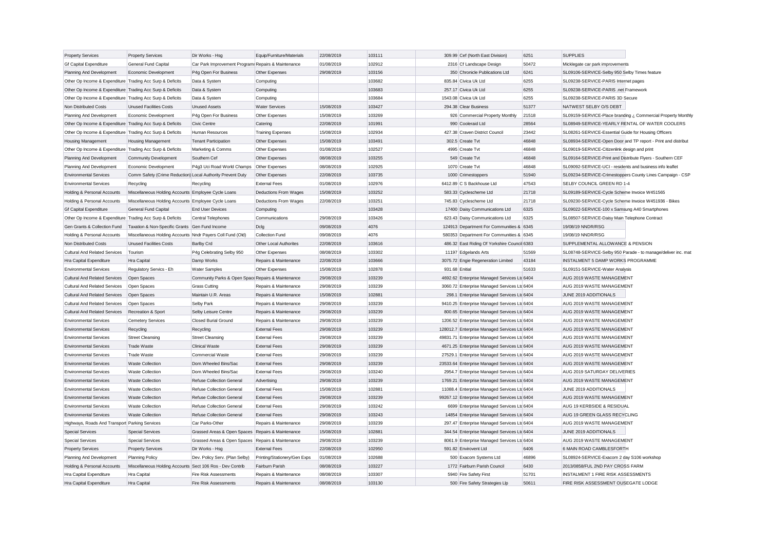| Property Services | Property Services | Dir Works - Hsg | Equip/Furniture/Materials | 22/08/2019 | 103111 | 309.99 | Cef (North East Division) | 6251 | SUPPLIES |
|---|---|---|---|---|---|---|---|---|---|
| Gf Capital Expenditure | General Fund Capital | Car Park Improvement Programm | Repairs & Maintenance | 01/08/2019 | 102912 | 2316 | Cf Landscape Design | 50472 | Micklegate car park improvements |
| Planning And Development | Economic Development | P4g Open For Business | Other Expenses | 29/08/2019 | 103156 | 350 | Chronicle Publications Ltd | 6241 | SL09106-SERVICE-Selby 950 Selby Times feature |
| Other Op Income & Expenditure | Trading Acc Surp & Deficits | Data & System | Computing | | 103682 | 835.84 | Civica Uk Ltd | 6255 | SL09238-SERVICE-PARIS Internet pages |
| Other Op Income & Expenditure | Trading Acc Surp & Deficits | Data & System | Computing | | 103683 | 257.17 | Civica Uk Ltd | 6255 | SL09238-SERVICE-PARIS .net Framework |
| Other Op Income & Expenditure | Trading Acc Surp & Deficits | Data & System | Computing | | 103684 | 1543.08 | Civica Uk Ltd | 6255 | SL09238-SERVICE-PARIS 3D Secure |
| Non Distributed Costs | Unused Facilities Costs | Unused Assets | Water Services | 15/08/2019 | 103427 | 294.38 | Clear Business | 51377 | NATWEST SELBY O/S DEBT |
| Planning And Development | Economic Development | P4g Open For Business | Other Expenses | 15/08/2019 | 103269 | 926 | Commercial Property Monthly | 21518 | SL09159-SERVICE-Place branding ¿ Commercial Property Monthly |
| Other Op Income & Expenditure | Trading Acc Surp & Deficits | Civic Centre | Catering | 22/08/2019 | 101991 | 990 | Cooleraid Ltd | 28564 | SL08949-SERVICE-YEARLY RENTAL OF WATER COOLERS |
| Other Op Income & Expenditure | Trading Acc Surp & Deficits | Human Resources | Training Expenses | 15/08/2019 | 102934 | 427.38 | Craven District Council | 23442 | SL08261-SERVICE-Essential Guide for Housing Officers |
| Housing Management | Housing Management | Tenant Participation | Other Expenses | 15/08/2019 | 103491 | 302.5 | Create Tvt | 46848 | SL08934-SERVICE-Open Door and TP report - Print and distribut |
| Other Op Income & Expenditure | Trading Acc Surp & Deficits | Marketing & Comms | Other Expenses | 01/08/2019 | 102527 | 4995 | Create Tvt | 46848 | SL09019-SERVICE-Citizenlink design and print |
| Planning And Development | Community Development | Southern Cef | Other Expenses | 08/08/2019 | 103255 | 549 | Create Tvt | 46848 | SL09164-SERVICE-Print and Distribute Flyers - Southern CEF |
| Planning And Development | Economic Development | P4g3 Uci Road World Champs | Other Expenses | 08/08/2019 | 102925 | 1070 | Create Tvt | 46848 | SL09092-SERVICE-UCI - residents and business info leaflet |
| Environmental Services | Comm Safety (Crime Reduction) | Local Authority Prevent Duty | Other Expenses | 22/08/2019 | 103735 | 1000 | Crimestoppers | 51940 | SL09234-SERVICE-Crimestoppers County Lines Campaign - CSP |
| Environmental Services | Recycling | Recycling | External Fees | 01/08/2019 | 102976 | 6412.89 | C S Backhouse Ltd | 47543 | SELBY COUNCIL GREEN RD 1-4 |
| Holding & Personal Accounts | Miscellaneous Holding Accounts | Employee Cycle Loans | Deductions From Wages | 15/08/2019 | 103252 | 583.33 | Cyclescheme Ltd | 21718 | SL09189-SERVICE-Cycle Scheme Invoice W451565 |
| Holding & Personal Accounts | Miscellaneous Holding Accounts | Employee Cycle Loans | Deductions From Wages | 22/08/2019 | 103251 | 745.83 | Cyclescheme Ltd | 21718 | SL09230-SERVICE-Cycle Scheme Invoice W451936 - Bikes |
| Gf Capital Expenditure | General Fund Capital | End User Devices | Computing | | 103428 | 17400 | Daisy Communications Ltd | 6325 | SL09022-SERVICE-100 x Samsung A40 Smartphones |
| Other Op Income & Expenditure | Trading Acc Surp & Deficits | Central Telephones | Communications | 29/08/2019 | 103426 | 623.43 | Daisy Communications Ltd | 6325 | SL08507-SERVICE-Daisy Main Telephone Contract |
| Gen Grants & Collection Fund | Taxation & Non-Specific Grants | Gen Fund Income | Dclg | 09/08/2019 | 4076 | 124913 | Department For Communities & | 6345 | 19/08/19 NNDR/RSG |
| Holding & Personal Accounts | Miscellaneous Holding Accounts | Nndr Payers Coll Fund (Old) | Collection Fund | 09/08/2019 | 4076 | 580353 | Department For Communities & | 6345 | 19/08/19 NNDR/RSG |
| Non Distributed Costs | Unused Facilities Costs | Barlby Crd | Other Local Authorities | 22/08/2019 | 103616 | 486.32 | East Riding Of Yorkshire Council | 6383 | SUPPLEMENTAL ALLOWANCE & PENSION |
| Cultural And Related Services | Tourism | P4g Celebrating Selby 950 | Other Expenses | 08/08/2019 | 103302 | 11197 | Edgelands Arts | 51569 | SL08748-SERVICE-Selby 950 Parade - to manage/deliver inc. mat |
| Hra Capital Expenditure | Hra Capital | Damp Works | Repairs & Maintenance | 22/08/2019 | 103666 | 3075.72 | Engie Regeneration Limited | 43184 | INSTALMENT 5 DAMP WORKS PROGRAMME |
| Environmental Services | Regulatory Servics - Eh | Water Samples | Other Expenses | 15/08/2019 | 102878 | 931.68 | Enitial | 51633 | SL09151-SERVICE-Water Analysis |
| Cultural And Related Services | Open Spaces | Community Parks & Open Space | Repairs & Maintenance | 29/08/2019 | 103239 | 4692.62 | Enterprise Managed Services Ltd | 6404 | AUG 2019 WASTE MANAGEMENT |
| Cultural And Related Services | Open Spaces | Grass Cutting | Repairs & Maintenance | 29/08/2019 | 103239 | 3060.72 | Enterprise Managed Services Ltd | 6404 | AUG 2019 WASTE MANAGEMENT |
| Cultural And Related Services | Open Spaces | Maintain U.R. Areas | Repairs & Maintenance | 15/08/2019 | 102881 | 298.1 | Enterprise Managed Services Ltd | 6404 | JUNE 2019 ADDITIONALS |
| Cultural And Related Services | Open Spaces | Selby Park | Repairs & Maintenance | 29/08/2019 | 103239 | 9410.25 | Enterprise Managed Services Ltd | 6404 | AUG 2019 WASTE MANAGEMENT |
| Cultural And Related Services | Recreation & Sport | Selby Leisure Centre | Repairs & Maintenance | 29/08/2019 | 103239 | 800.65 | Enterprise Managed Services Ltd | 6404 | AUG 2019 WASTE MANAGEMENT |
| Environmental Services | Cemetery Services | Closed Burial Ground | Repairs & Maintenance | 29/08/2019 | 103239 | 1206.52 | Enterprise Managed Services Ltd | 6404 | AUG 2019 WASTE MANAGEMENT |
| Environmental Services | Recycling | Recycling | External Fees | 29/08/2019 | 103239 | 128012.7 | Enterprise Managed Services Ltd | 6404 | AUG 2019 WASTE MANAGEMENT |
| Environmental Services | Street Cleansing | Street Cleansing | External Fees | 29/08/2019 | 103239 | 49831.71 | Enterprise Managed Services Ltd | 6404 | AUG 2019 WASTE MANAGEMENT |
| Environmental Services | Trade Waste | Clinical Waste | External Fees | 29/08/2019 | 103239 | 4671.25 | Enterprise Managed Services Ltd | 6404 | AUG 2019 WASTE MANAGEMENT |
| Environmental Services | Trade Waste | Commercial Waste | External Fees | 29/08/2019 | 103239 | 27529.1 | Enterprise Managed Services Ltd | 6404 | AUG 2019 WASTE MANAGEMENT |
| Environmental Services | Waste Collection | Dom.Wheeled Bins/Sac | External Fees | 29/08/2019 | 103239 | 23533.64 | Enterprise Managed Services Ltd | 6404 | AUG 2019 WASTE MANAGEMENT |
| Environmental Services | Waste Collection | Dom.Wheeled Bins/Sac | External Fees | 29/08/2019 | 103240 | 2954.7 | Enterprise Managed Services Ltd | 6404 | AUG 2019 SATURDAY DELIVERIES |
| Environmental Services | Waste Collection | Refuse Collection General | Advertising | 29/08/2019 | 103239 | 1769.21 | Enterprise Managed Services Ltd | 6404 | AUG 2019 WASTE MANAGEMENT |
| Environmental Services | Waste Collection | Refuse Collection General | External Fees | 15/08/2019 | 102881 | 11088.4 | Enterprise Managed Services Ltd | 6404 | JUNE 2019 ADDITIONALS |
| Environmental Services | Waste Collection | Refuse Collection General | External Fees | 29/08/2019 | 103239 | 99267.12 | Enterprise Managed Services Ltd | 6404 | AUG 2019 WASTE MANAGEMENT |
| Environmental Services | Waste Collection | Refuse Collection General | External Fees | 29/08/2019 | 103242 | 6699 | Enterprise Managed Services Ltd | 6404 | AUG 19 KERBSIDE & RESIDUAL |
| Environmental Services | Waste Collection | Refuse Collection General | External Fees | 29/08/2019 | 103243 | 14854 | Enterprise Managed Services Ltd | 6404 | AUG 19 GREEN GLASS RECYCLING |
| Highways, Roads And Transport | Parking Services | Car Parks-Other | Repairs & Maintenance | 29/08/2019 | 103239 | 297.47 | Enterprise Managed Services Ltd | 6404 | AUG 2019 WASTE MANAGEMENT |
| Special Services | Special Services | Grassed Areas & Open Spaces | Repairs & Maintenance | 15/08/2019 | 102881 | 344.54 | Enterprise Managed Services Ltd | 6404 | JUNE 2019 ADDITIONALS |
| Special Services | Special Services | Grassed Areas & Open Spaces | Repairs & Maintenance | 29/08/2019 | 103239 | 8061.9 | Enterprise Managed Services Ltd | 6404 | AUG 2019 WASTE MANAGEMENT |
| Property Services | Property Services | Dir Works - Hsg | External Fees | 22/08/2019 | 102950 | 591.82 | Envirovent Ltd | 6406 | 6 MAIN ROAD CAMBLESFORTH |
| Planning And Development | Planning Policy | Dev. Policy Serv. (Plan Selby) | Printing/Stationery/Gen Exps | 01/08/2019 | 102688 | 500 | Exacom Systems Ltd | 46896 | SL08924-SERVICE-Exacom 2 day S106 workshop |
| Holding & Personal Accounts | Miscellaneous Holding Accounts | Sect 106 Ros - Dev Contrib | Fairburn Parish | 08/08/2019 | 103227 | 1772 | Fairburn Parish Council | 6430 | 2013/0858/FUL 2ND PAY CROSS FARM |
| Hra Capital Expenditure | Hra Capital | Fire Risk Assessments | Repairs & Maintenance | 08/08/2019 | 103307 | 5940 | Fire Safety First | 51701 | INSTALMENT 1 FIRE RISK ASSESSMENTS |
| Hra Capital Expenditure | Hra Capital | Fire Risk Assessments | Repairs & Maintenance | 08/08/2019 | 103130 | 500 | Fire Safety Strategies Llp | 50611 | FIRE RISK ASSESSMENT OUSEGATE LODGE |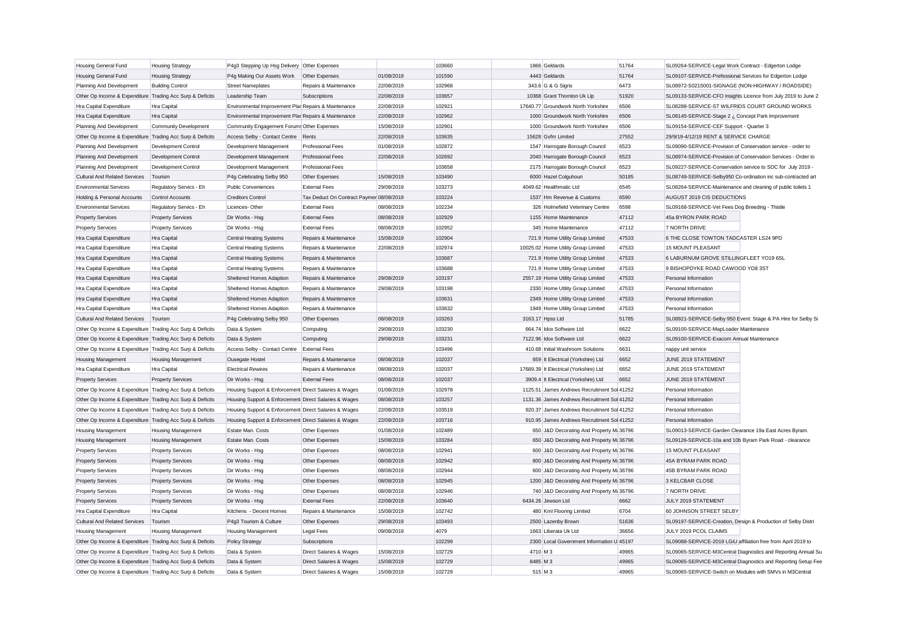| Housing General Fund | Housing Strategy | P4g3 Stepping Up Hsg Delivery | Other Expenses | | 103660 | 1866 | Geldards | 51764 | SL09264-SERVICE-Legal Work Contract - Edgerton Lodge |
|---|---|---|---|---|---|---|---|---|---|
| Housing General Fund | Housing Strategy | P4g Making Our Assets Work | Other Expenses | 01/08/2019 | 101590 | 4443 | Geldards | 51764 | SL09107-SERVICE-Prefessional Services for Edgerton Lodge |
| Planning And Development | Building Control | Street Nameplates | Repairs & Maintenance | 22/08/2019 | 102968 | 343.6 | G & G Signs | 6473 | SL08972-S0215001-SIGNAGE (NON-HIGHWAY / ROADSIDE) |
| Other Op Income & Expenditure | Trading Acc Surp & Deficits | Leadership Team | Subscriptions | 22/08/2019 | 103657 | 10368 | Grant Thornton Uk Llp | 51920 | SL09133-SERVICE-CFO Insights Licence from July 2019 to June 2 |
| Hra Capital Expenditure | Hra Capital | Environmental Improvement Plar | Repairs & Maintenance | 22/08/2019 | 102921 | 17640.77 | Groundwork North Yorkshire | 6506 | SL08288-SERVICE-ST WILFRIDS COURT GROUND WORKS |
| Hra Capital Expenditure | Hra Capital | Environmental Improvement Plar | Repairs & Maintenance | 22/08/2019 | 102962 | 1000 | Groundwork North Yorkshire | 6506 | SL08145-SERVICE-Stage 2 ¿ Concept Park Improvement |
| Planning And Development | Community Development | Community Engagement Forums | Other Expenses | 15/08/2019 | 102901 | 1000 | Groundwork North Yorkshire | 6506 | SL09154-SERVICE-CEF Support - Quarter 3 |
| Other Op Income & Expenditure | Trading Acc Surp & Deficits | Access Selby - Contact Centre | Rents | 22/08/2019 | 103635 | 15628 | Gvfm Limited | 27552 | 29/9/19-4/12/19 RENT & SERVICE CHARGE |
| Planning And Development | Development Control | Development Management | Professional Fees | 01/08/2019 | 102872 | 1547 | Harrogate Borough Council | 6523 | SL09090-SERVICE-Provision of Conservation service - order to |
| Planning And Development | Development Control | Development Management | Professional Fees | 22/08/2019 | 102692 | 2040 | Harrogate Borough Council | 6523 | SL08974-SERVICE-Provision of Conservation Services - Order to |
| Planning And Development | Development Control | Development Management | Professional Fees | | 103658 | 2175 | Harrogate Borough Council | 6523 | SL09227-SERVICE-Conservation service to SDC for July 2019 - |
| Cultural And Related Services | Tourism | P4g Celebrating Selby 950 | Other Expenses | 15/08/2019 | 103490 | 6000 | Hazel Colquhoun | 50185 | SL08749-SERVICE-Selby950 Co-ordination inc sub-contracted art |
| Environmental Services | Regulatory Servics - Eh | Public Conveniences | External Fees | 29/08/2019 | 103273 | 4049.62 | Healthmatic Ltd | 6545 | SL08264-SERVICE-Maintenance and cleaning of public toilets 1 |
| Holding & Personal Accounts | Control Accounts | Creditors Control | Tax Deduct On Contract Paymen | 08/08/2019 | 103224 | 1537 | Hm Revenue & Customs | 6590 | AUGUST 2019 CIS DEDUCTIONS |
| Environmental Services | Regulatory Servics - Eh | Licences- Other | External Fees | 08/08/2019 | 102234 | 326 | Holmefield Veterinary Centre | 6598 | SL09168-SERVICE-Vet Fees Dog Breeding - Thistle |
| Property Services | Property Services | Dir Works - Hsg | External Fees | 08/08/2019 | 102929 | 1155 | Home Maintenance | 47112 | 45a BYRON PARK ROAD |
| Property Services | Property Services | Dir Works - Hsg | External Fees | 08/08/2019 | 102952 | 345 | Home Maintenance | 47112 | 7 NORTH DRIVE |
| Hra Capital Expenditure | Hra Capital | Central Heating Systems | Repairs & Maintenance | 15/08/2019 | 102904 | 721.9 | Home Utility Group Limited | 47533 | 6 THE CLOSE TOWTON TADCASTER LS24 9PD |
| Hra Capital Expenditure | Hra Capital | Central Heating Systems | Repairs & Maintenance | 22/08/2019 | 102974 | 10025.02 | Home Utility Group Limited | 47533 | 15 MOUNT PLEASANT |
| Hra Capital Expenditure | Hra Capital | Central Heating Systems | Repairs & Maintenance | | 103687 | 721.9 | Home Utility Group Limited | 47533 | 6 LABURNUM GROVE STILLINGFLEET YO19 6SL |
| Hra Capital Expenditure | Hra Capital | Central Heating Systems | Repairs & Maintenance | | 103688 | 721.9 | Home Utility Group Limited | 47533 | 9 BISHOPDYKE ROAD CAWOOD YO8 3ST |
| Hra Capital Expenditure | Hra Capital | Sheltered Homes Adaption | Repairs & Maintenance | 29/08/2019 | 103197 | 2557.19 | Home Utility Group Limited | 47533 | Personal Information |
| Hra Capital Expenditure | Hra Capital | Sheltered Homes Adaption | Repairs & Maintenance | 29/08/2019 | 103198 | 2330 | Home Utility Group Limited | 47533 | Personal Information |
| Hra Capital Expenditure | Hra Capital | Sheltered Homes Adaption | Repairs & Maintenance | | 103631 | 2349 | Home Utility Group Limited | 47533 | Personal Information |
| Hra Capital Expenditure | Hra Capital | Sheltered Homes Adaption | Repairs & Maintenance | | 103632 | 1949 | Home Utility Group Limited | 47533 | Personal Information |
| Cultural And Related Services | Tourism | P4g Celebrating Selby 950 | Other Expenses | 08/08/2019 | 103263 | 3163.17 | Hpss Ltd | 51785 | SL08921-SERVICE-Selby 950 Event: Stage & PA Hire for Selby Si |
| Other Op Income & Expenditure | Trading Acc Surp & Deficits | Data & System | Computing | 29/08/2019 | 103230 | 664.74 | Idox Software Ltd | 6622 | SL09100-SERVICE-MapLoader Maintenance |
| Other Op Income & Expenditure | Trading Acc Surp & Deficits | Data & System | Computing | 29/08/2019 | 103231 | 7122.96 | Idox Software Ltd | 6622 | SL09100-SERVICE-Exacom Annual Maintenance |
| Other Op Income & Expenditure | Trading Acc Surp & Deficits | Access Selby - Contact Centre | External Fees | | 103496 | 410.68 | Initial Washroom Solutions | 6631 | nappy unit service |
| Housing Management | Housing Management | Ousegate Hostel | Repairs & Maintenance | 08/08/2019 | 102037 | 659 | It Electrical (Yorkshire) Ltd | 6652 | JUNE 2019 STATEMENT |
| Hra Capital Expenditure | Hra Capital | Electrical Rewires | Repairs & Maintenance | 08/08/2019 | 102037 | 17689.39 | It Electrical (Yorkshire) Ltd | 6652 | JUNE 2019 STATEMENT |
| Property Services | Property Services | Dir Works - Hsg | External Fees | 08/08/2019 | 102037 | 3909.4 | It Electrical (Yorkshire) Ltd | 6652 | JUNE 2019 STATEMENT |
| Other Op Income & Expenditure | Trading Acc Surp & Deficits | Housing Support & Enforcement | Direct Salaries & Wages | 01/08/2019 | 102978 | 1125.51 | James Andrews Recruitment Sol | 41252 | Personal Information |
| Other Op Income & Expenditure | Trading Acc Surp & Deficits | Housing Support & Enforcement | Direct Salaries & Wages | 08/08/2019 | 103257 | 1131.36 | James Andrews Recruitment Sol | 41252 | Personal Information |
| Other Op Income & Expenditure | Trading Acc Surp & Deficits | Housing Support & Enforcement | Direct Salaries & Wages | 22/08/2019 | 103519 | 920.37 | James Andrews Recruitment Sol | 41252 | Personal Information |
| Other Op Income & Expenditure | Trading Acc Surp & Deficits | Housing Support & Enforcement | Direct Salaries & Wages | 22/08/2019 | 103716 | 910.95 | James Andrews Recruitment Sol | 41252 | Personal Information |
| Housing Management | Housing Management | Estate Man. Costs | Other Expenses | 01/08/2019 | 102489 | 650 | J&D Decorating And Property M | 36796 | SL09013-SERVICE-Garden Clearance 19a East Acres Byram. |
| Housing Management | Housing Management | Estate Man. Costs | Other Expenses | 15/08/2019 | 103284 | 650 | J&D Decorating And Property M | 36796 | SL09126-SERVICE-10a and 10b Byram Park Road - clearance |
| Property Services | Property Services | Dir Works - Hsg | Other Expenses | 08/08/2019 | 102941 | 600 | J&D Decorating And Property M | 36796 | 15 MOUNT PLEASANT |
| Property Services | Property Services | Dir Works - Hsg | Other Expenses | 08/08/2019 | 102942 | 800 | J&D Decorating And Property M | 36796 | 45A BYRAM PARK ROAD |
| Property Services | Property Services | Dir Works - Hsg | Other Expenses | 08/08/2019 | 102944 | 600 | J&D Decorating And Property M | 36796 | 45B BYRAM PARK ROAD |
| Property Services | Property Services | Dir Works - Hsg | Other Expenses | 08/08/2019 | 102945 | 1200 | J&D Decorating And Property M | 36796 | 3 KELCBAR CLOSE |
| Property Services | Property Services | Dir Works - Hsg | Other Expenses | 08/08/2019 | 102946 | 740 | J&D Decorating And Property M | 36796 | 7 NORTH DRIVE |
| Property Services | Property Services | Dir Works - Hsg | External Fees | 22/08/2019 | 103640 | 6434.26 | Jewson Ltd | 6662 | JULY 2019 STATEMENT |
| Hra Capital Expenditure | Hra Capital | Kitchens - Decent Homes | Repairs & Maintenance | 15/08/2019 | 102742 | 480 | Kml Flooring Limited | 6704 | 60 JOHNSON STREET SELBY |
| Cultural And Related Services | Tourism | P4g3 Tourism & Culture | Other Expenses | 29/08/2019 | 103493 | 2500 | Lazenby Brown | 51636 | SL09197-SERVICE-Creation, Design & Production of Selby Distri |
| Housing Management | Housing Management | Housing Management | Legal Fees | 09/08/2019 | 4079 | 1663 | Liberata Uk Ltd | 36656 | JULY 2019 PCOL CLAIMS |
| Other Op Income & Expenditure | Trading Acc Surp & Deficits | Policy Strategy | Subscriptions | | 102299 | 2300 | Local Government Information U | 45197 | SL09088-SERVICE-2019 LGiU affiliation free from April 2019 to |
| Other Op Income & Expenditure | Trading Acc Surp & Deficits | Data & System | Direct Salaries & Wages | 15/08/2019 | 102729 | 4710 | M 3 | 49965 | SL09065-SERVICE-M3Central Diagnostics and Reporting Annual Su |
| Other Op Income & Expenditure | Trading Acc Surp & Deficits | Data & System | Direct Salaries & Wages | 15/08/2019 | 102729 | 8485 | M 3 | 49965 | SL09065-SERVICE-M3Central Diagnostics and Reporting Setup Fee |
| Other Op Income & Expenditure | Trading Acc Surp & Deficits | Data & System | Direct Salaries & Wages | 15/08/2019 | 102729 | 515 | M 3 | 49965 | SL09065-SERVICE-Switch on Modules with SMVs in M3Central |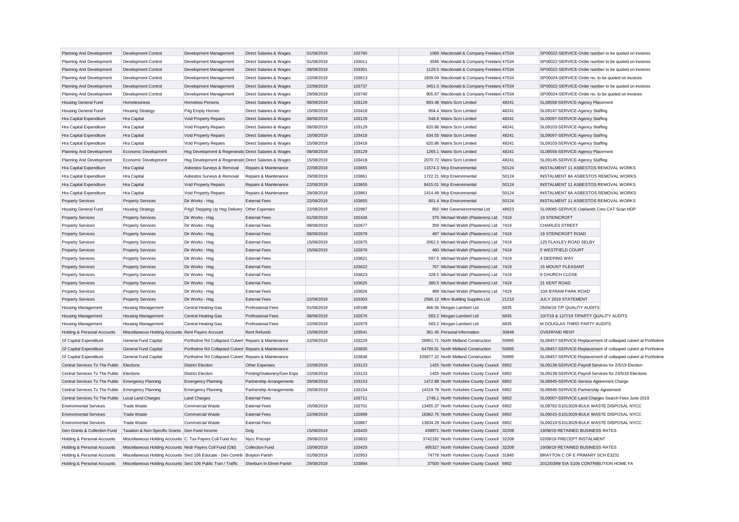| | | | | | | | | | |
|---|---|---|---|---|---|---|---|---|---|
| Planning And Development | Development Control | Development Management | Direct Salaries & Wages | 01/08/2019 | 102760 | 1089 | Macdonald & Company Freelanc | 47534 | SP00022-SERVICE-Order number to be quoted on invoices |
| Planning And Development | Development Control | Development Management | Direct Salaries & Wages | 01/08/2019 | 103011 | 3546 | Macdonald & Company Freelanc | 47534 | SP00022-SERVICE-Order number to be quoted on invoices |
| Planning And Development | Development Control | Development Management | Direct Salaries & Wages | 08/08/2019 | 103301 | 1129.5 | Macdonald & Company Freelanc | 47534 | SP00022-SERVICE-Order number to be quoted on invoices |
| Planning And Development | Development Control | Development Management | Direct Salaries & Wages | 22/08/2019 | 103613 | 1839.04 | Macdonald & Company Freelanc | 47534 | SP00024-SERVICE-Order no. to be quoted on invoices |
| Planning And Development | Development Control | Development Management | Direct Salaries & Wages | 22/08/2019 | 103737 | 3451.5 | Macdonald & Company Freelanc | 47534 | SP00022-SERVICE-Order number to be quoted on invoices |
| Planning And Development | Development Control | Development Management | Direct Salaries & Wages | 29/08/2019 | 103740 | 905.67 | Macdonald & Company Freelanc | 47534 | SP00024-SERVICE-Order no. to be quoted on invoices |
| Housing General Fund | Homelessness | Homeless Persons | Direct Salaries & Wages | 08/08/2019 | 103129 | 893.48 | Matrix Scm Limited | 48241 | SL08558-SERVICE-Agency Placement |
| Housing General Fund | Housing Strategy | P4g Empty Homes | Direct Salaries & Wages | 15/08/2019 | 103418 | 904.4 | Matrix Scm Limited | 48241 | SL09147-SERVICE-Agency Staffing |
| Hra Capital Expenditure | Hra Capital | Void Property Repairs | Direct Salaries & Wages | 08/08/2019 | 103129 | 548.8 | Matrix Scm Limited | 48241 | SL09097-SERVICE-Agency Staffing |
| Hra Capital Expenditure | Hra Capital | Void Property Repairs | Direct Salaries & Wages | 08/08/2019 | 103129 | 620.86 | Matrix Scm Limited | 48241 | SL09103-SERVICE-Agency Staffing |
| Hra Capital Expenditure | Hra Capital | Void Property Repairs | Direct Salaries & Wages | 15/08/2019 | 103418 | 634.55 | Matrix Scm Limited | 48241 | SL09097-SERVICE-Agency Staffing |
| Hra Capital Expenditure | Hra Capital | Void Property Repairs | Direct Salaries & Wages | 15/08/2019 | 103418 | 620.86 | Matrix Scm Limited | 48241 | SL09103-SERVICE-Agency Staffing |
| Planning And Development | Economic Development | Hsg Development & Regeneratio | Direct Salaries & Wages | 08/08/2019 | 103129 | 1265.1 | Matrix Scm Limited | 48241 | SL08556-SERVICE-Agency Placement |
| Planning And Development | Economic Development | Hsg Development & Regeneratio | Direct Salaries & Wages | 15/08/2019 | 103418 | 2070.72 | Matrix Scm Limited | 48241 | SL09145-SERVICE-Agency Staffing |
| Hra Capital Expenditure | Hra Capital | Asbestos Surveys & Removal | Repairs & Maintenance | 22/08/2019 | 103655 | 11574.3 | Mcp Environmental | 50124 | INSTALMENT 11 ASBESTOS REMOVAL WORKS |
| Hra Capital Expenditure | Hra Capital | Asbestos Surveys & Removal | Repairs & Maintenance | 29/08/2019 | 103861 | 1722.21 | Mcp Environmental | 50124 | INSTALMENT 8A ASBESTOS REMOVAL WORKS |
| Hra Capital Expenditure | Hra Capital | Void Property Repairs | Repairs & Maintenance | 22/08/2019 | 103655 | 8415.01 | Mcp Environmental | 50124 | INSTALMENT 11 ASBESTOS REMOVAL WORKS |
| Hra Capital Expenditure | Hra Capital | Void Property Repairs | Repairs & Maintenance | 29/08/2019 | 103861 | 1414.49 | Mcp Environmental | 50124 | INSTALMENT 8A ASBESTOS REMOVAL WORKS |
| Property Services | Property Services | Dir Works - Hsg | External Fees | 22/08/2019 | 103655 | 801.4 | Mcp Environmental | 50124 | INSTALMENT 11 ASBESTOS REMOVAL WORKS |
| Housing General Fund | Housing Strategy | P4g3 Stepping Up Hsg Delivery | Other Expenses | 22/08/2019 | 102987 | 950 | Met Geoenvironmental Ltd | 48923 | SL09085-SERVICE-Oaklands Cres CAT Scan HDP |
| Property Services | Property Services | Dir Works - Hsg | External Fees | 01/08/2019 | 102426 | 376 | Michael Walsh (Plasterers) Ltd | 7419 | 19 STEINCROFT |
| Property Services | Property Services | Dir Works - Hsg | External Fees | 08/08/2019 | 102677 | 359 | Michael Walsh (Plasterers) Ltd | 7419 | CHARLES STREET |
| Property Services | Property Services | Dir Works - Hsg | External Fees | 08/08/2019 | 102678 | 497 | Michael Walsh (Plasterers) Ltd | 7419 | 19 STEINCROFT ROAD |
| Property Services | Property Services | Dir Works - Hsg | External Fees | 15/08/2019 | 102875 | 2062.5 | Michael Walsh (Plasterers) Ltd | 7419 | 125 FLAXLEY ROAD SELBY |
| Property Services | Property Services | Dir Works - Hsg | External Fees | 15/08/2019 | 102876 | 460 | Michael Walsh (Plasterers) Ltd | 7419 | 5 WESTFIELD COURT |
| Property Services | Property Services | Dir Works - Hsg | External Fees | | 103621 | 597.5 | Michael Walsh (Plasterers) Ltd | 7419 | 4 DEEPING WAY |
| Property Services | Property Services | Dir Works - Hsg | External Fees | | 103622 | 767 | Michael Walsh (Plasterers) Ltd | 7419 | 15 MOUNT PLEASANT |
| Property Services | Property Services | Dir Works - Hsg | External Fees | | 103623 | 328.5 | Michael Walsh (Plasterers) Ltd | 7419 | 9 CHURCH CLOSE |
| Property Services | Property Services | Dir Works - Hsg | External Fees | | 103625 | 380.5 | Michael Walsh (Plasterers) Ltd | 7419 | 21 KENT ROAD |
| Property Services | Property Services | Dir Works - Hsg | External Fees | | 103626 | 489 | Michael Walsh (Plasterers) Ltd | 7419 | 10A BYRAM PARK ROAD |
| Property Services | Property Services | Dir Works - Hsg | External Fees | 22/08/2019 | 103303 | 2566.12 | Mkm Building Supplies Ltd | 21210 | JULY 2019 STATEMENT |
| Housing Management | Housing Management | Central Heating-Gas | Professional Fees | 01/08/2019 | 100188 | 466.56 | Morgan Lambert Ltd | 6835 | 26/04/19 T/P QUALITY AUDITS |
| Housing Management | Housing Management | Central Heating-Gas | Professional Fees | 08/08/2019 | 102676 | 583.2 | Morgan Lambert Ltd | 6835 | 10/7/19 & 12/7/19 T/PARTY QUALITY AUDITS |
| Housing Management | Housing Management | Central Heating-Gas | Professional Fees | 22/08/2019 | 102979 | 583.2 | Morgan Lambert Ltd | 6835 | M DOUGLAS THIRD PARTY AUDITS |
| Holding & Personal Accounts | Miscellaneous Holding Accounts | Rent Payers Account | Rent Refunds | 15/08/2019 | 103541 | 361.45 | Personal Information | 30848 | OVERPAID RENT |
| Gf Capital Expenditure | General Fund Capital | Portholme Rd Collapsed Culvert | Repairs & Maintenance | 22/08/2019 | 103229 | 28951.71 | North Midland Construction | 50995 | SL08457-SERVICE-Replacement of collapsed culvert at Portholme |
| Gf Capital Expenditure | General Fund Capital | Portholme Rd Collapsed Culvert | Repairs & Maintenance | | 103835 | 64799.91 | North Midland Construction | 50995 | SL08457-SERVICE-Replacement of collapsed culvert at Portholme |
| Gf Capital Expenditure | General Fund Capital | Portholme Rd Collapsed Culvert | Repairs & Maintenance | | 103836 | 100677.22 | North Midland Construction | 50995 | SL08457-SERVICE-Replacement of collapsed culvert at Portholme |
| Central Services To The Public | Elections | District Election | Other Expenses | 22/08/2019 | 103123 | 1425 | North Yorkshire County Council | 6902 | SL09138-SERVICE-Payroll Services for 2/5/19 Election |
| Central Services To The Public | Elections | District Election | Printing/Stationery/Gen Exps | 22/08/2019 | 103123 | 1425 | North Yorkshire County Council | 6902 | SL09139-SERVICE-Payroll Services for 23/5/19 Elections |
| Central Services To The Public | Emergency Planning | Emergency Planning | Partnership Arrangements | 29/08/2019 | 103153 | 1472.88 | North Yorkshire County Council | 6902 | SL08945-SERVICE-Service Agreement Charge |
| Central Services To The Public | Emergency Planning | Emergency Planning | Partnership Arrangements | 29/08/2019 | 103154 | 14319.78 | North Yorkshire County Council | 6902 | SL08945-SERVICE-Partnership Agreement |
| Central Services To The Public | Local Land Charges | Land Charges | External Fees | | 103711 | 1746.1 | North Yorkshire County Council | 6902 | SL09007-SERVICE-Land Charges Search Fees June 2019 |
| Environmental Services | Trade Waste | Commercial Waste | External Fees | 15/08/2019 | 102701 | 13455.37 | North Yorkshire County Council | 6902 | SL08762-S1013029-BULK WASTE DISPOSAL NYCC |
| Environmental Services | Trade Waste | Commercial Waste | External Fees | 22/08/2019 | 102899 | 18362.75 | North Yorkshire County Council | 6902 | SL09015-S1013029-BULK WASTE DISPOSAL NYCC |
| Environmental Services | Trade Waste | Commercial Waste | External Fees | | 103867 | 13834.29 | North Yorkshire County Council | 6902 | SL09219-S1013029-BULK WASTE DISPOSAL NYCC |
| Gen Grants & Collection Fund | Taxation & Non-Specific Grants | Gen Fund Income | Dclg | 15/08/2019 | 103420 | 439971 | North Yorkshire County Council | 32208 | 19/08/19 RETAINED BUSINESS RATES |
| Holding & Personal Accounts | Miscellaneous Holding Accounts | C. Tax Payers Coll Fund Acc | Nycc Precept | 29/08/2019 | 103833 | 3742192 | North Yorkshire County Council | 32208 | 02/09/19 PRECEPT INSTALMENT |
| Holding & Personal Accounts | Miscellaneous Holding Accounts | Nndr Payers Coll Fund (Old) | Collection Fund | 15/08/2019 | 103420 | 495327 | North Yorkshire County Council | 32208 | 19/08/19 RETAINED BUSINESS RATES |
| Holding & Personal Accounts | Miscellaneous Holding Accounts | Sect 106 Educate - Dev Contrib | Brayton Parish | 01/08/2019 | 102953 | 74778 | North Yorkshire County Council | 31845 | BRAYTON C OF E PRIMARY SCH E3231 |
| Holding & Personal Accounts | Miscellaneous Holding Accounts | Sect 106 Public Tran / Traffic | Sherburn In Elmet Parish | 29/08/2019 | 103894 | 37500 | North Yorkshire County Council | 6902 | 2012/0399/ EIA S106 CONTRIBUTION HOME FA |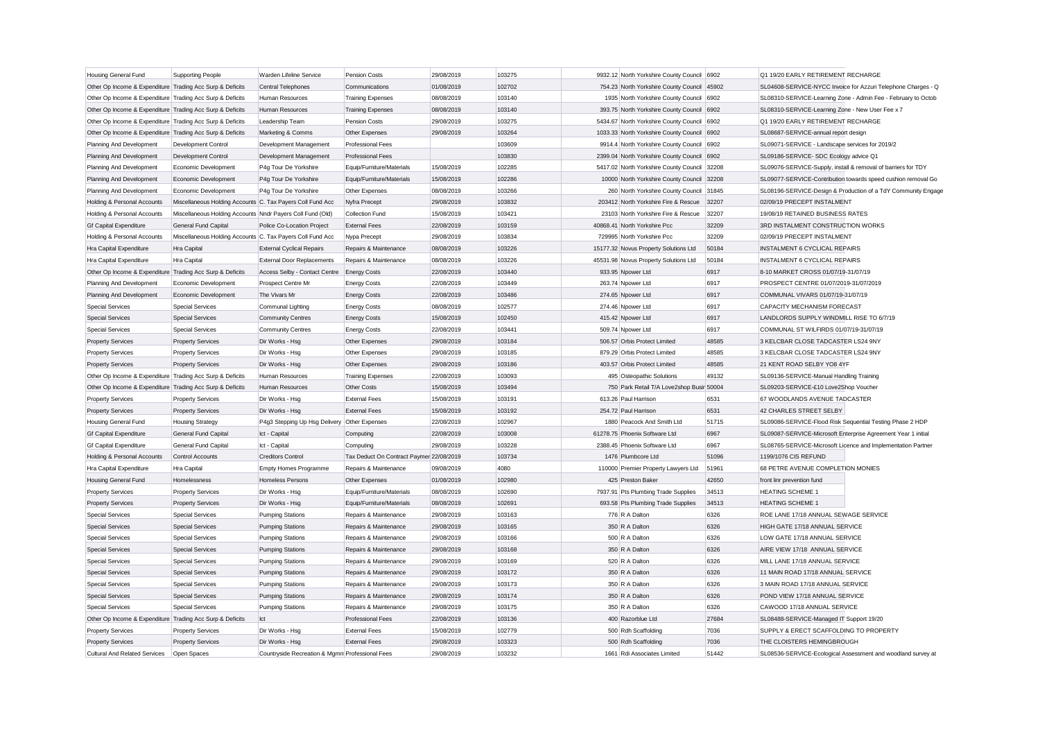| | | | | | | | | | |
|---|---|---|---|---|---|---|---|---|---|
| Housing General Fund | Supporting People | Warden Lifeline Service | Pension Costs | 29/08/2019 | 103275 | 9932.12 | North Yorkshire County Council | 6902 | Q1 19/20 EARLY RETIREMENT RECHARGE |
| Other Op Income & Expenditure | Trading Acc Surp & Deficits | Central Telephones | Communications | 01/08/2019 | 102702 | 754.23 | North Yorkshire County Council | 45902 | SL04608-SERVICE-NYCC Invoice for Azzuri Telephone Charges - Q |
| Other Op Income & Expenditure | Trading Acc Surp & Deficits | Human Resources | Training Expenses | 08/08/2019 | 103140 | 1935 | North Yorkshire County Council | 6902 | SL08310-SERVICE-Learning Zone - Admin Fee - February to Octob |
| Other Op Income & Expenditure | Trading Acc Surp & Deficits | Human Resources | Training Expenses | 08/08/2019 | 103140 | 393.75 | North Yorkshire County Council | 6902 | SL08310-SERVICE-Learning Zone - New User Fee x 7 |
| Other Op Income & Expenditure | Trading Acc Surp & Deficits | Leadership Team | Pension Costs | 29/08/2019 | 103275 | 5434.67 | North Yorkshire County Council | 6902 | Q1 19/20 EARLY RETIREMENT RECHARGE |
| Other Op Income & Expenditure | Trading Acc Surp & Deficits | Marketing & Comms | Other Expenses | 29/08/2019 | 103264 | 1033.33 | North Yorkshire County Council | 6902 | SL08687-SERVICE-annual report design |
| Planning And Development | Development Control | Development Management | Professional Fees | | 103609 | 9914.4 | North Yorkshire County Council | 6902 | SL09071-SERVICE - Landscape services for 2019/2 |
| Planning And Development | Development Control | Development Management | Professional Fees | | 103830 | 2399.04 | North Yorkshire County Council | 6902 | SL09186-SERVICE- SDC Ecology advice Q1 |
| Planning And Development | Economic Development | P4g Tour De Yorkshire | Equip/Furniture/Materials | 15/08/2019 | 102285 | 5417.02 | North Yorkshire County Council | 32208 | SL09076-SERVICE-Supply, install & removal of barriers for TDY |
| Planning And Development | Economic Development | P4g Tour De Yorkshire | Equip/Furniture/Materials | 15/08/2019 | 102286 | 10000 | North Yorkshire County Council | 32208 | SL09077-SERVICE-Contribution towards speed cushion removal Go |
| Planning And Development | Economic Development | P4g Tour De Yorkshire | Other Expenses | 08/08/2019 | 103266 | 260 | North Yorkshire County Council | 31845 | SL08196-SERVICE-Design & Production of a TdY Community Engage |
| Holding & Personal Accounts | Miscellaneous Holding Accounts | C. Tax Payers Coll Fund Acc | Nyfra Precept | 29/08/2019 | 103832 | 203412 | North Yorkshire Fire & Rescue | 32207 | 02/09/19 PRECEPT INSTALMENT |
| Holding & Personal Accounts | Miscellaneous Holding Accounts | Nndr Payers Coll Fund (Old) | Collection Fund | 15/08/2019 | 103421 | 23103 | North Yorkshire Fire & Rescue | 32207 | 19/08/19 RETAINED BUSINESS RATES |
| Gf Capital Expenditure | General Fund Capital | Police Co-Location Project | External Fees | 22/08/2019 | 103159 | 40868.41 | North Yorkshire Pcc | 32209 | 3RD INSTALMENT CONSTRUCTION WORKS |
| Holding & Personal Accounts | Miscellaneous Holding Accounts | C. Tax Payers Coll Fund Acc | Nypa Precept | 29/08/2019 | 103834 | 729995 | North Yorkshire Pcc | 32209 | 02/09/19 PRECEPT INSTALMENT |
| Hra Capital Expenditure | Hra Capital | External Cyclical Repairs | Repairs & Maintenance | 08/08/2019 | 103226 | 15177.32 | Novus Property Solutions Ltd | 50184 | INSTALMENT 6 CYCLICAL REPAIRS |
| Hra Capital Expenditure | Hra Capital | External Door Replacements | Repairs & Maintenance | 08/08/2019 | 103226 | 45531.98 | Novus Property Solutions Ltd | 50184 | INSTALMENT 6 CYCLICAL REPAIRS |
| Other Op Income & Expenditure | Trading Acc Surp & Deficits | Access Selby - Contact Centre | Energy Costs | 22/08/2019 | 103440 | 933.95 | Npower Ltd | 6917 | 8-10 MARKET CROSS 01/07/19-31/07/19 |
| Planning And Development | Economic Development | Prospect Centre Mr | Energy Costs | 22/08/2019 | 103449 | 263.74 | Npower Ltd | 6917 | PROSPECT CENTRE 01/07/2019-31/07/2019 |
| Planning And Development | Economic Development | The Vivars Mr | Energy Costs | 22/08/2019 | 103486 | 274.65 | Npower Ltd | 6917 | COMMUNAL VIVARS 01/07/19-31/07/19 |
| Special Services | Special Services | Communal Lighting | Energy Costs | 08/08/2019 | 102577 | 274.46 | Npower Ltd | 6917 | CAPACITY MECHANISM FORECAST |
| Special Services | Special Services | Community Centres | Energy Costs | 15/08/2019 | 102450 | 415.42 | Npower Ltd | 6917 | LANDLORDS SUPPLY WINDMILL RISE TO 6/7/19 |
| Special Services | Special Services | Community Centres | Energy Costs | 22/08/2019 | 103441 | 509.74 | Npower Ltd | 6917 | COMMUNAL ST WILFIRDS 01/07/19-31/07/19 |
| Property Services | Property Services | Dir Works - Hsg | Other Expenses | 29/08/2019 | 103184 | 506.57 | Orbis Protect Limited | 48585 | 3 KELCBAR CLOSE TADCASTER LS24 9NY |
| Property Services | Property Services | Dir Works - Hsg | Other Expenses | 29/08/2019 | 103185 | 879.29 | Orbis Protect Limited | 48585 | 3 KELCBAR CLOSE TADCASTER LS24 9NY |
| Property Services | Property Services | Dir Works - Hsg | Other Expenses | 29/08/2019 | 103186 | 403.57 | Orbis Protect Limited | 48585 | 21 KENT ROAD SELBY YO8 4YF |
| Other Op Income & Expenditure | Trading Acc Surp & Deficits | Human Resources | Training Expenses | 22/08/2019 | 103093 | 495 | Osteopathic Solutions | 49132 | SL09136-SERVICE-Manual Handling Training |
| Other Op Income & Expenditure | Trading Acc Surp & Deficits | Human Resources | Other Costs | 15/08/2019 | 103494 | 750 | Park Retail T/A Love2shop Busir | 50004 | SL09203-SERVICE-£10 Love2Shop Voucher |
| Property Services | Property Services | Dir Works - Hsg | External Fees | 15/08/2019 | 103191 | 613.26 | Paul Harrison | 6531 | 67 WOODLANDS AVENUE TADCASTER |
| Property Services | Property Services | Dir Works - Hsg | External Fees | 15/08/2019 | 103192 | 254.72 | Paul Harrison | 6531 | 42 CHARLES STREET SELBY |
| Housing General Fund | Housing Strategy | P4g3 Stepping Up Hsg Delivery | Other Expenses | 22/08/2019 | 102967 | 1880 | Peacock And Smith Ltd | 51715 | SL09086-SERVICE-Flood Risk Sequential Testing Phase 2 HDP |
| Gf Capital Expenditure | General Fund Capital | Ict - Capital | Computing | 22/08/2019 | 103008 | 61278.75 | Phoenix Software Ltd | 6967 | SL09087-SERVICE-Microsoft Enterprise Agreement Year 1 initial |
| Gf Capital Expenditure | General Fund Capital | Ict - Capital | Computing | 29/08/2019 | 103228 | 2388.45 | Phoenix Software Ltd | 6967 | SL08765-SERVICE-Microsoft Licence and Implementation Partner |
| Holding & Personal Accounts | Control Accounts | Creditors Control | Tax Deduct On Contract Paymer | 22/08/2019 | 103734 | 1476 | Plumbcore Ltd | 51096 | 1199/1076 CIS REFUND |
| Hra Capital Expenditure | Hra Capital | Empty Homes Programme | Repairs & Maintenance | 09/08/2019 | 4080 | 110000 | Premier Property Lawyers Ltd | 51961 | 68 PETRE AVENUE COMPLETION MONIES |
| Housing General Fund | Homelessness | Homeless Persons | Other Expenses | 01/08/2019 | 102980 | 425 | Preston Baker | 42650 | front linr prevention fund |
| Property Services | Property Services | Dir Works - Hsg | Equip/Furniture/Materials | 08/08/2019 | 102690 | 7937.91 | Pts Plumbing Trade Supplies | 34513 | HEATING SCHEME 1 |
| Property Services | Property Services | Dir Works - Hsg | Equip/Furniture/Materials | 08/08/2019 | 102691 | 693.58 | Pts Plumbing Trade Supplies | 34513 | HEATING SCHEME 1 |
| Special Services | Special Services | Pumping Stations | Repairs & Maintenance | 29/08/2019 | 103163 | 776 | R A Dalton | 6326 | ROE LANE 17/18 ANNUAL SEWAGE SERVICE |
| Special Services | Special Services | Pumping Stations | Repairs & Maintenance | 29/08/2019 | 103165 | 350 | R A Dalton | 6326 | HIGH GATE 17/18 ANNUAL SERVICE |
| Special Services | Special Services | Pumping Stations | Repairs & Maintenance | 29/08/2019 | 103166 | 500 | R A Dalton | 6326 | LOW GATE 17/18 ANNUAL SERVICE |
| Special Services | Special Services | Pumping Stations | Repairs & Maintenance | 29/08/2019 | 103168 | 350 | R A Dalton | 6326 | AIRE VIEW 17/18 ANNUAL SERVICE |
| Special Services | Special Services | Pumping Stations | Repairs & Maintenance | 29/08/2019 | 103169 | 520 | R A Dalton | 6326 | MILL LANE 17/18 ANNUAL SERVICE |
| Special Services | Special Services | Pumping Stations | Repairs & Maintenance | 29/08/2019 | 103172 | 350 | R A Dalton | 6326 | 11 MAIN ROAD 17/18 ANNUAL SERVICE |
| Special Services | Special Services | Pumping Stations | Repairs & Maintenance | 29/08/2019 | 103173 | 350 | R A Dalton | 6326 | 3 MAIN ROAD 17/18 ANNUAL SERVICE |
| Special Services | Special Services | Pumping Stations | Repairs & Maintenance | 29/08/2019 | 103174 | 350 | R A Dalton | 6326 | POND VIEW 17/18 ANNUAL SERVICE |
| Special Services | Special Services | Pumping Stations | Repairs & Maintenance | 29/08/2019 | 103175 | 350 | R A Dalton | 6326 | CAWOOD 17/18 ANNUAL SERVICE |
| Other Op Income & Expenditure | Trading Acc Surp & Deficits | Ict | Professional Fees | 22/08/2019 | 103136 | 400 | Razorblue Ltd | 27684 | SL08488-SERVICE-Managed IT Support 19/20 |
| Property Services | Property Services | Dir Works - Hsg | External Fees | 15/08/2019 | 102779 | 500 | Rdh Scaffolding | 7036 | SUPPLY & ERECT SCAFFOLDING TO PROPERTY |
| Property Services | Property Services | Dir Works - Hsg | External Fees | 29/08/2019 | 103323 | 500 | Rdh Scaffolding | 7036 | THE CLOISTERS HEMINGBROUGH |
| Cultural And Related Services | Open Spaces | Countryside Recreation & Mgmn | Professional Fees | 29/08/2019 | 103232 | 1661 | Rdi Associates Limited | 51442 | SL08536-SERVICE-Ecological Assessment and woodland survey at |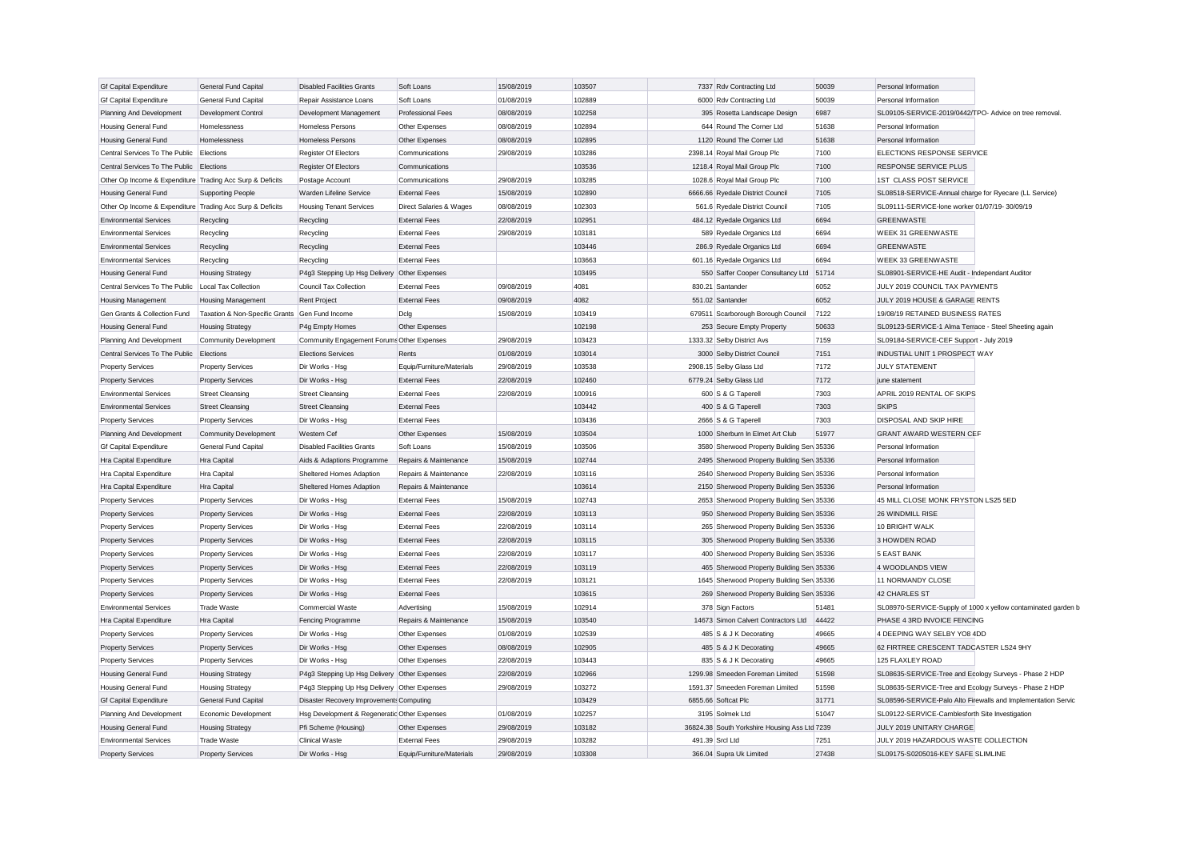| | | | | | | | | | |
|---|---|---|---|---|---|---|---|---|---|
| Gf Capital Expenditure | General Fund Capital | Disabled Facilities Grants | Soft Loans | 15/08/2019 | 103507 | 7337 | Rdv Contracting Ltd | 50039 | Personal Information |
| Gf Capital Expenditure | General Fund Capital | Repair Assistance Loans | Soft Loans | 01/08/2019 | 102889 | 6000 | Rdv Contracting Ltd | 50039 | Personal Information |
| Planning And Development | Development Control | Development Management | Professional Fees | 08/08/2019 | 102258 | 395 | Rosetta Landscape Design | 6987 | SL09105-SERVICE-2019/0442/TPO- Advice on tree removal. |
| Housing General Fund | Homelessness | Homeless Persons | Other Expenses | 08/08/2019 | 102894 | 644 | Round The Corner Ltd | 51638 | Personal Information |
| Housing General Fund | Homelessness | Homeless Persons | Other Expenses | 08/08/2019 | 102895 | 1120 | Round The Corner Ltd | 51638 | Personal Information |
| Central Services To The Public | Elections | Register Of Electors | Communications | 29/08/2019 | 103286 | 2398.14 | Royal Mail Group Plc | 7100 | ELECTIONS RESPONSE SERVICE |
| Central Services To The Public | Elections | Register Of Electors | Communications | | 103536 | 1218.4 | Royal Mail Group Plc | 7100 | RESPONSE SERVICE PLUS |
| Other Op Income & Expenditure | Trading Acc Surp & Deficits | Postage Account | Communications | 29/08/2019 | 103285 | 1028.6 | Royal Mail Group Plc | 7100 | 1ST CLASS POST SERVICE |
| Housing General Fund | Supporting People | Warden Lifeline Service | External Fees | 15/08/2019 | 102890 | 6666.66 | Ryedale District Council | 7105 | SL08518-SERVICE-Annual charge for Ryecare (LL Service) |
| Other Op Income & Expenditure | Trading Acc Surp & Deficits | Housing Tenant Services | Direct Salaries & Wages | 08/08/2019 | 102303 | 561.6 | Ryedale District Council | 7105 | SL09111-SERVICE-lone worker 01/07/19- 30/09/19 |
| Environmental Services | Recycling | Recycling | External Fees | 22/08/2019 | 102951 | 484.12 | Ryedale Organics Ltd | 6694 | GREENWASTE |
| Environmental Services | Recycling | Recycling | External Fees | 29/08/2019 | 103181 | 589 | Ryedale Organics Ltd | 6694 | WEEK 31 GREENWASTE |
| Environmental Services | Recycling | Recycling | External Fees | | 103446 | 286.9 | Ryedale Organics Ltd | 6694 | GREENWASTE |
| Environmental Services | Recycling | Recycling | External Fees | | 103663 | 601.16 | Ryedale Organics Ltd | 6694 | WEEK 33 GREENWASTE |
| Housing General Fund | Housing Strategy | P4g3 Stepping Up Hsg Delivery | Other Expenses | | 103495 | 550 | Saffer Cooper Consultancy Ltd | 51714 | SL08901-SERVICE-HE Audit - Independant Auditor |
| Central Services To The Public | Local Tax Collection | Council Tax Collection | External Fees | 09/08/2019 | 4081 | 830.21 | Santander | 6052 | JULY 2019 COUNCIL TAX PAYMENTS |
| Housing Management | Housing Management | Rent Project | External Fees | 09/08/2019 | 4082 | 551.02 | Santander | 6052 | JULY 2019 HOUSE & GARAGE RENTS |
| Gen Grants & Collection Fund | Taxation & Non-Specific Grants | Gen Fund Income | Dclg | 15/08/2019 | 103419 | 679511 | Scarborough Borough Council | 7122 | 19/08/19 RETAINED BUSINESS RATES |
| Housing General Fund | Housing Strategy | P4g Empty Homes | Other Expenses | | 102198 | 253 | Secure Empty Property | 50633 | SL09123-SERVICE-1 Alma Terrace - Steel Sheeting again |
| Planning And Development | Community Development | Community Engagement Forums | Other Expenses | 29/08/2019 | 103423 | 1333.32 | Selby District Avs | 7159 | SL09184-SERVICE-CEF Support - July 2019 |
| Central Services To The Public | Elections | Elections Services | Rents | 01/08/2019 | 103014 | 3000 | Selby District Council | 7151 | INDUSTIAL UNIT 1 PROSPECT WAY |
| Property Services | Property Services | Dir Works - Hsg | Equip/Furniture/Materials | 29/08/2019 | 103538 | 2908.15 | Selby Glass Ltd | 7172 | JULY STATEMENT |
| Property Services | Property Services | Dir Works - Hsg | External Fees | 22/08/2019 | 102460 | 6779.24 | Selby Glass Ltd | 7172 | june statement |
| Environmental Services | Street Cleansing | Street Cleansing | External Fees | 22/08/2019 | 100916 | 600 | S & G Taperell | 7303 | APRIL 2019 RENTAL OF SKIPS |
| Environmental Services | Street Cleansing | Street Cleansing | External Fees | | 103442 | 400 | S & G Taperell | 7303 | SKIPS |
| Property Services | Property Services | Dir Works - Hsg | External Fees | | 103436 | 2666 | S & G Taperell | 7303 | DISPOSAL AND SKIP HIRE |
| Planning And Development | Community Development | Western Cef | Other Expenses | 15/08/2019 | 103504 | 1000 | Sherburn In Elmet Art Club | 51977 | GRANT AWARD WESTERN CEF |
| Gf Capital Expenditure | General Fund Capital | Disabled Facilities Grants | Soft Loans | 15/08/2019 | 103506 | 3580 | Sherwood Property Building Serv | 35336 | Personal Information |
| Hra Capital Expenditure | Hra Capital | Aids & Adaptions Programme | Repairs & Maintenance | 15/08/2019 | 102744 | 2495 | Sherwood Property Building Serv | 35336 | Personal Information |
| Hra Capital Expenditure | Hra Capital | Sheltered Homes Adaption | Repairs & Maintenance | 22/08/2019 | 103116 | 2640 | Sherwood Property Building Serv | 35336 | Personal Information |
| Hra Capital Expenditure | Hra Capital | Sheltered Homes Adaption | Repairs & Maintenance | | 103614 | 2150 | Sherwood Property Building Serv | 35336 | Personal Information |
| Property Services | Property Services | Dir Works - Hsg | External Fees | 15/08/2019 | 102743 | 2653 | Sherwood Property Building Serv | 35336 | 45 MILL CLOSE MONK FRYSTON LS25 5ED |
| Property Services | Property Services | Dir Works - Hsg | External Fees | 22/08/2019 | 103113 | 950 | Sherwood Property Building Serv | 35336 | 26 WINDMILL RISE |
| Property Services | Property Services | Dir Works - Hsg | External Fees | 22/08/2019 | 103114 | 265 | Sherwood Property Building Serv | 35336 | 10 BRIGHT WALK |
| Property Services | Property Services | Dir Works - Hsg | External Fees | 22/08/2019 | 103115 | 305 | Sherwood Property Building Serv | 35336 | 3 HOWDEN ROAD |
| Property Services | Property Services | Dir Works - Hsg | External Fees | 22/08/2019 | 103117 | 400 | Sherwood Property Building Serv | 35336 | 5 EAST BANK |
| Property Services | Property Services | Dir Works - Hsg | External Fees | 22/08/2019 | 103119 | 465 | Sherwood Property Building Serv | 35336 | 4 WOODLANDS VIEW |
| Property Services | Property Services | Dir Works - Hsg | External Fees | 22/08/2019 | 103121 | 1645 | Sherwood Property Building Serv | 35336 | 11 NORMANDY CLOSE |
| Property Services | Property Services | Dir Works - Hsg | External Fees | | 103615 | 269 | Sherwood Property Building Serv | 35336 | 42 CHARLES ST |
| Environmental Services | Trade Waste | Commercial Waste | Advertising | 15/08/2019 | 102914 | 378 | Sign Factors | 51481 | SL08970-SERVICE-Supply of 1000 x yellow contaminated garden b |
| Hra Capital Expenditure | Hra Capital | Fencing Programme | Repairs & Maintenance | 15/08/2019 | 103540 | 14673 | Simon Calvert Contractors Ltd | 44422 | PHASE 4 3RD INVOICE FENCING |
| Property Services | Property Services | Dir Works - Hsg | Other Expenses | 01/08/2019 | 102539 | 485 | S & J K Decorating | 49665 | 4 DEEPING WAY SELBY YO8 4DD |
| Property Services | Property Services | Dir Works - Hsg | Other Expenses | 08/08/2019 | 102905 | 485 | S & J K Decorating | 49665 | 62 FIRTREE CRESCENT TADCASTER LS24 9HY |
| Property Services | Property Services | Dir Works - Hsg | Other Expenses | 22/08/2019 | 103443 | 835 | S & J K Decorating | 49665 | 125 FLAXLEY ROAD |
| Housing General Fund | Housing Strategy | P4g3 Stepping Up Hsg Delivery | Other Expenses | 22/08/2019 | 102966 | 1299.98 | Smeeden Foreman Limited | 51598 | SL08635-SERVICE-Tree and Ecology Surveys - Phase 2 HDP |
| Housing General Fund | Housing Strategy | P4g3 Stepping Up Hsg Delivery | Other Expenses | 29/08/2019 | 103272 | 1591.37 | Smeeden Foreman Limited | 51598 | SL08635-SERVICE-Tree and Ecology Surveys - Phase 2 HDP |
| Gf Capital Expenditure | General Fund Capital | Disaster Recovery Improvements | Computing | | 103429 | 6855.66 | Softcat Plc | 31771 | SL08596-SERVICE-Palo Alto Firewalls and Implementation Servic |
| Planning And Development | Economic Development | Hsg Development & Regeneratio | Other Expenses | 01/08/2019 | 102257 | 3195 | Solmek Ltd | 51047 | SL09122-SERVICE-Camblesforth Site Investigation |
| Housing General Fund | Housing Strategy | Pfi Scheme (Housing) | Other Expenses | 29/08/2019 | 103182 | 36824.38 | South Yorkshire Housing Ass Ltd | 7239 | JULY 2019 UNITARY CHARGE |
| Environmental Services | Trade Waste | Clinical Waste | External Fees | 29/08/2019 | 103282 | 491.39 | Srcl Ltd | 7251 | JULY 2019 HAZARDOUS WASTE COLLECTION |
| Property Services | Property Services | Dir Works - Hsg | Equip/Furniture/Materials | 29/08/2019 | 103308 | 366.04 | Supra Uk Limited | 27438 | SL09175-S0205016-KEY SAFE SLIMLINE |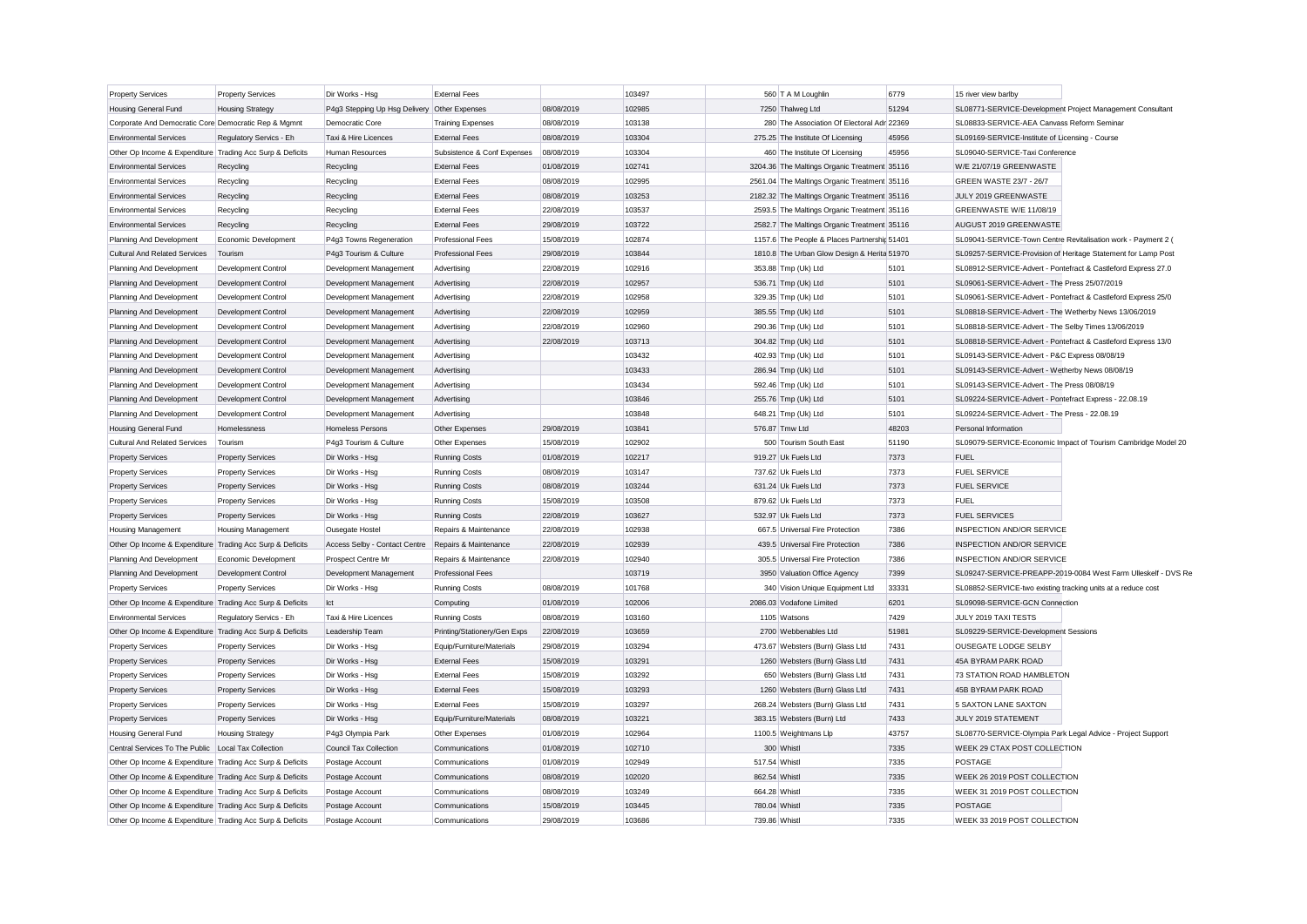| | | | | | | | | |
|---|---|---|---|---|---|---|---|---|
| Property Services | Property Services | Dir Works - Hsg | External Fees | | 103497 | 560 | T A M Loughlin | 6779 | 15 river view barlby |
| Housing General Fund | Housing Strategy | P4g3 Stepping Up Hsg Delivery | Other Expenses | 08/08/2019 | 102985 | 7250 | Thalweg Ltd | 51294 | SL08771-SERVICE-Development Project Management Consultant |
| Corporate And Democratic Core | Democratic Rep & Mgmnt | Democratic Core | Training Expenses | 08/08/2019 | 103138 | 280 | The Association Of Electoral Adr | 22369 | SL08833-SERVICE-AEA Canvass Reform Seminar |
| Environmental Services | Regulatory Servics - Eh | Taxi & Hire Licences | External Fees | 08/08/2019 | 103304 | 275.25 | The Institute Of Licensing | 45956 | SL09169-SERVICE-Institute of Licensing - Course |
| Other Op Income & Expenditure | Trading Acc Surp & Deficits | Human Resources | Subsistence & Conf Expenses | 08/08/2019 | 103304 | 460 | The Institute Of Licensing | 45956 | SL09040-SERVICE-Taxi Conference |
| Environmental Services | Recycling | Recycling | External Fees | 01/08/2019 | 102741 | 3204.36 | The Maltings Organic Treatment | 35116 | W/E 21/07/19 GREENWASTE |
| Environmental Services | Recycling | Recycling | External Fees | 08/08/2019 | 102995 | 2561.04 | The Maltings Organic Treatment | 35116 | GREEN WASTE 23/7 - 26/7 |
| Environmental Services | Recycling | Recycling | External Fees | 08/08/2019 | 103253 | 2182.32 | The Maltings Organic Treatment | 35116 | JULY 2019 GREENWASTE |
| Environmental Services | Recycling | Recycling | External Fees | 22/08/2019 | 103537 | 2593.5 | The Maltings Organic Treatment | 35116 | GREENWASTE W/E 11/08/19 |
| Environmental Services | Recycling | Recycling | External Fees | 29/08/2019 | 103722 | 2582.7 | The Maltings Organic Treatment | 35116 | AUGUST 2019 GREENWASTE |
| Planning And Development | Economic Development | P4g3 Towns Regeneration | Professional Fees | 15/08/2019 | 102874 | 1157.6 | The People & Places Partnership | 51401 | SL09041-SERVICE-Town Centre Revitalisation work - Payment 2 ( |
| Cultural And Related Services | Tourism | P4g3 Tourism & Culture | Professional Fees | 29/08/2019 | 103844 | 1810.8 | The Urban Glow Design & Herita | 51970 | SL09257-SERVICE-Provision of Heritage Statement for Lamp Post |
| Planning And Development | Development Control | Development Management | Advertising | 22/08/2019 | 102916 | 353.88 | Tmp (Uk) Ltd | 5101 | SL08912-SERVICE-Advert - Pontefract & Castleford Express 27.0 |
| Planning And Development | Development Control | Development Management | Advertising | 22/08/2019 | 102957 | 536.71 | Tmp (Uk) Ltd | 5101 | SL09061-SERVICE-Advert - The Press 25/07/2019 |
| Planning And Development | Development Control | Development Management | Advertising | 22/08/2019 | 102958 | 329.35 | Tmp (Uk) Ltd | 5101 | SL09061-SERVICE-Advert - Pontefract & Castleford Express 25/0 |
| Planning And Development | Development Control | Development Management | Advertising | 22/08/2019 | 102959 | 385.55 | Tmp (Uk) Ltd | 5101 | SL08818-SERVICE-Advert - The Wetherby News 13/06/2019 |
| Planning And Development | Development Control | Development Management | Advertising | 22/08/2019 | 102960 | 290.36 | Tmp (Uk) Ltd | 5101 | SL08818-SERVICE-Advert - The Selby Times 13/06/2019 |
| Planning And Development | Development Control | Development Management | Advertising | 22/08/2019 | 103713 | 304.82 | Tmp (Uk) Ltd | 5101 | SL08818-SERVICE-Advert - Pontefract & Castleford Express 13/0 |
| Planning And Development | Development Control | Development Management | Advertising | | 103432 | 402.93 | Tmp (Uk) Ltd | 5101 | SL09143-SERVICE-Advert - P&C Express 08/08/19 |
| Planning And Development | Development Control | Development Management | Advertising | | 103433 | 286.94 | Tmp (Uk) Ltd | 5101 | SL09143-SERVICE-Advert - Wetherby News 08/08/19 |
| Planning And Development | Development Control | Development Management | Advertising | | 103434 | 592.46 | Tmp (Uk) Ltd | 5101 | SL09143-SERVICE-Advert - The Press 08/08/19 |
| Planning And Development | Development Control | Development Management | Advertising | | 103846 | 255.76 | Tmp (Uk) Ltd | 5101 | SL09224-SERVICE-Advert - Pontefract Express - 22.08.19 |
| Planning And Development | Development Control | Development Management | Advertising | | 103848 | 648.21 | Tmp (Uk) Ltd | 5101 | SL09224-SERVICE-Advert - The Press - 22.08.19 |
| Housing General Fund | Homelessness | Homeless Persons | Other Expenses | 29/08/2019 | 103841 | 576.87 | Tmw Ltd | 48203 | Personal Information |
| Cultural And Related Services | Tourism | P4g3 Tourism & Culture | Other Expenses | 15/08/2019 | 102902 | 500 | Tourism South East | 51190 | SL09079-SERVICE-Economic Impact of Tourism Cambridge Model 20 |
| Property Services | Property Services | Dir Works - Hsg | Running Costs | 01/08/2019 | 102217 | 919.27 | Uk Fuels Ltd | 7373 | FUEL |
| Property Services | Property Services | Dir Works - Hsg | Running Costs | 08/08/2019 | 103147 | 737.62 | Uk Fuels Ltd | 7373 | FUEL SERVICE |
| Property Services | Property Services | Dir Works - Hsg | Running Costs | 08/08/2019 | 103244 | 631.24 | Uk Fuels Ltd | 7373 | FUEL SERVICE |
| Property Services | Property Services | Dir Works - Hsg | Running Costs | 15/08/2019 | 103508 | 879.62 | Uk Fuels Ltd | 7373 | FUEL |
| Property Services | Property Services | Dir Works - Hsg | Running Costs | 22/08/2019 | 103627 | 532.97 | Uk Fuels Ltd | 7373 | FUEL SERVICES |
| Housing Management | Housing Management | Ousegate Hostel | Repairs & Maintenance | 22/08/2019 | 102938 | 667.5 | Universal Fire Protection | 7386 | INSPECTION AND/OR SERVICE |
| Other Op Income & Expenditure | Trading Acc Surp & Deficits | Access Selby - Contact Centre | Repairs & Maintenance | 22/08/2019 | 102939 | 439.5 | Universal Fire Protection | 7386 | INSPECTION AND/OR SERVICE |
| Planning And Development | Economic Development | Prospect Centre Mr | Repairs & Maintenance | 22/08/2019 | 102940 | 305.5 | Universal Fire Protection | 7386 | INSPECTION AND/OR SERVICE |
| Planning And Development | Development Control | Development Management | Professional Fees | | 103719 | 3950 | Valuation Office Agency | 7399 | SL09247-SERVICE-PREAPP-2019-0084 West Farm Ulleskelf - DVS Re |
| Property Services | Property Services | Dir Works - Hsg | Running Costs | 08/08/2019 | 101768 | 340 | Vision Unique Equipment Ltd | 33331 | SL08852-SERVICE-two existing tracking units at a reduce cost |
| Other Op Income & Expenditure | Trading Acc Surp & Deficits | Ict | Computing | 01/08/2019 | 102006 | 2086.03 | Vodafone Limited | 6201 | SL09098-SERVICE-GCN Connection |
| Environmental Services | Regulatory Servics - Eh | Taxi & Hire Licences | Running Costs | 08/08/2019 | 103160 | 1105 | Watsons | 7429 | JULY 2019 TAXI TESTS |
| Other Op Income & Expenditure | Trading Acc Surp & Deficits | Leadership Team | Printing/Stationery/Gen Exps | 22/08/2019 | 103659 | 2700 | Webbenables Ltd | 51981 | SL09229-SERVICE-Development Sessions |
| Property Services | Property Services | Dir Works - Hsg | Equip/Furniture/Materials | 29/08/2019 | 103294 | 473.67 | Websters (Burn) Glass Ltd | 7431 | OUSEGATE LODGE SELBY |
| Property Services | Property Services | Dir Works - Hsg | External Fees | 15/08/2019 | 103291 | 1260 | Websters (Burn) Glass Ltd | 7431 | 45A BYRAM PARK ROAD |
| Property Services | Property Services | Dir Works - Hsg | External Fees | 15/08/2019 | 103292 | 650 | Websters (Burn) Glass Ltd | 7431 | 73 STATION ROAD HAMBLETON |
| Property Services | Property Services | Dir Works - Hsg | External Fees | 15/08/2019 | 103293 | 1260 | Websters (Burn) Glass Ltd | 7431 | 45B BYRAM PARK ROAD |
| Property Services | Property Services | Dir Works - Hsg | External Fees | 15/08/2019 | 103297 | 268.24 | Websters (Burn) Glass Ltd | 7431 | 5 SAXTON LANE SAXTON |
| Property Services | Property Services | Dir Works - Hsg | Equip/Furniture/Materials | 08/08/2019 | 103221 | 383.15 | Websters (Burn) Ltd | 7433 | JULY 2019 STATEMENT |
| Housing General Fund | Housing Strategy | P4g3 Olympia Park | Other Expenses | 01/08/2019 | 102964 | 1100.5 | Weightmans Llp | 43757 | SL08770-SERVICE-Olympia Park Legal Advice - Project Support |
| Central Services To The Public | Local Tax Collection | Council Tax Collection | Communications | 01/08/2019 | 102710 | 300 | Whistl | 7335 | WEEK 29 CTAX POST COLLECTION |
| Other Op Income & Expenditure | Trading Acc Surp & Deficits | Postage Account | Communications | 01/08/2019 | 102949 | 517.54 | Whistl | 7335 | POSTAGE |
| Other Op Income & Expenditure | Trading Acc Surp & Deficits | Postage Account | Communications | 08/08/2019 | 102020 | 862.54 | Whistl | 7335 | WEEK 26 2019 POST COLLECTION |
| Other Op Income & Expenditure | Trading Acc Surp & Deficits | Postage Account | Communications | 08/08/2019 | 103249 | 664.28 | Whistl | 7335 | WEEK 31 2019 POST COLLECTION |
| Other Op Income & Expenditure | Trading Acc Surp & Deficits | Postage Account | Communications | 15/08/2019 | 103445 | 780.04 | Whistl | 7335 | POSTAGE |
| Other Op Income & Expenditure | Trading Acc Surp & Deficits | Postage Account | Communications | 29/08/2019 | 103686 | 739.86 | Whistl | 7335 | WEEK 33 2019 POST COLLECTION |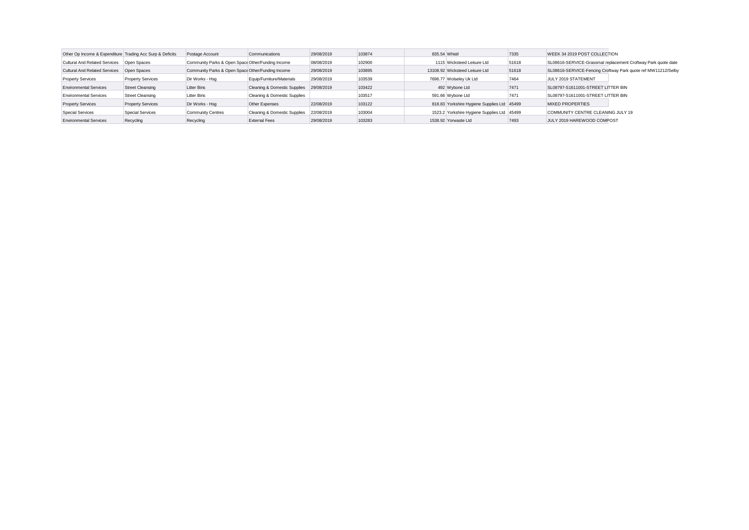| | | | | | | | | | |
|---|---|---|---|---|---|---|---|---|---|
| Other Op Income & Expenditure | Trading Acc Surp & Deficits | Postage Account | Communications | 29/08/2019 | 103874 | 835.54 | Whistl | 7335 | WEEK 34 2019 POST COLLECTION |
| Cultural And Related Services | Open Spaces | Community Parks & Open Space | Other/Funding Income | 08/08/2019 | 102900 | 1115 | Wicksteed Leisure Ltd | 51618 | SL08616-SERVICE-Grassmat replacement Croftway Park quote date |
| Cultural And Related Services | Open Spaces | Community Parks & Open Space | Other/Funding Income | 29/08/2019 | 103895 | 13108.92 | Wicksteed Leisure Ltd | 51618 | SL08616-SERVICE-Fencing Croftway Park quote ref MW11212/Selby |
| Property Services | Property Services | Dir Works - Hsg | Equip/Furniture/Materials | 29/08/2019 | 103539 | 7696.77 | Wolseley Uk Ltd | 7464 | JULY 2019 STATEMENT |
| Environmental Services | Street Cleansing | Litter Bins | Cleaning & Domestic Supplies | 29/08/2019 | 103422 | 492 | Wybone Ltd | 7471 | SL08797-S1611001-STREET LITTER BIN |
| Environmental Services | Street Cleansing | Litter Bins | Cleaning & Domestic Supplies | | 103517 | 591.66 | Wybone Ltd | 7471 | SL08797-S1611001-STREET LITTER BIN |
| Property Services | Property Services | Dir Works - Hsg | Other Expenses | 22/08/2019 | 103122 | 818.83 | Yorkshire Hygiene Supplies Ltd | 45499 | MIXED PROPERTIES |
| Special Services | Special Services | Community Centres | Cleaning & Domestic Supplies | 22/08/2019 | 103004 | 1523.2 | Yorkshire Hygiene Supplies Ltd | 45499 | COMMUNITY CENTRE CLEANING JULY 19 |
| Environmental Services | Recycling | Recycling | External Fees | 29/08/2019 | 103283 | 1538.92 | Yorwaste Ltd | 7493 | JULY 2019 HAREWOOD COMPOST |